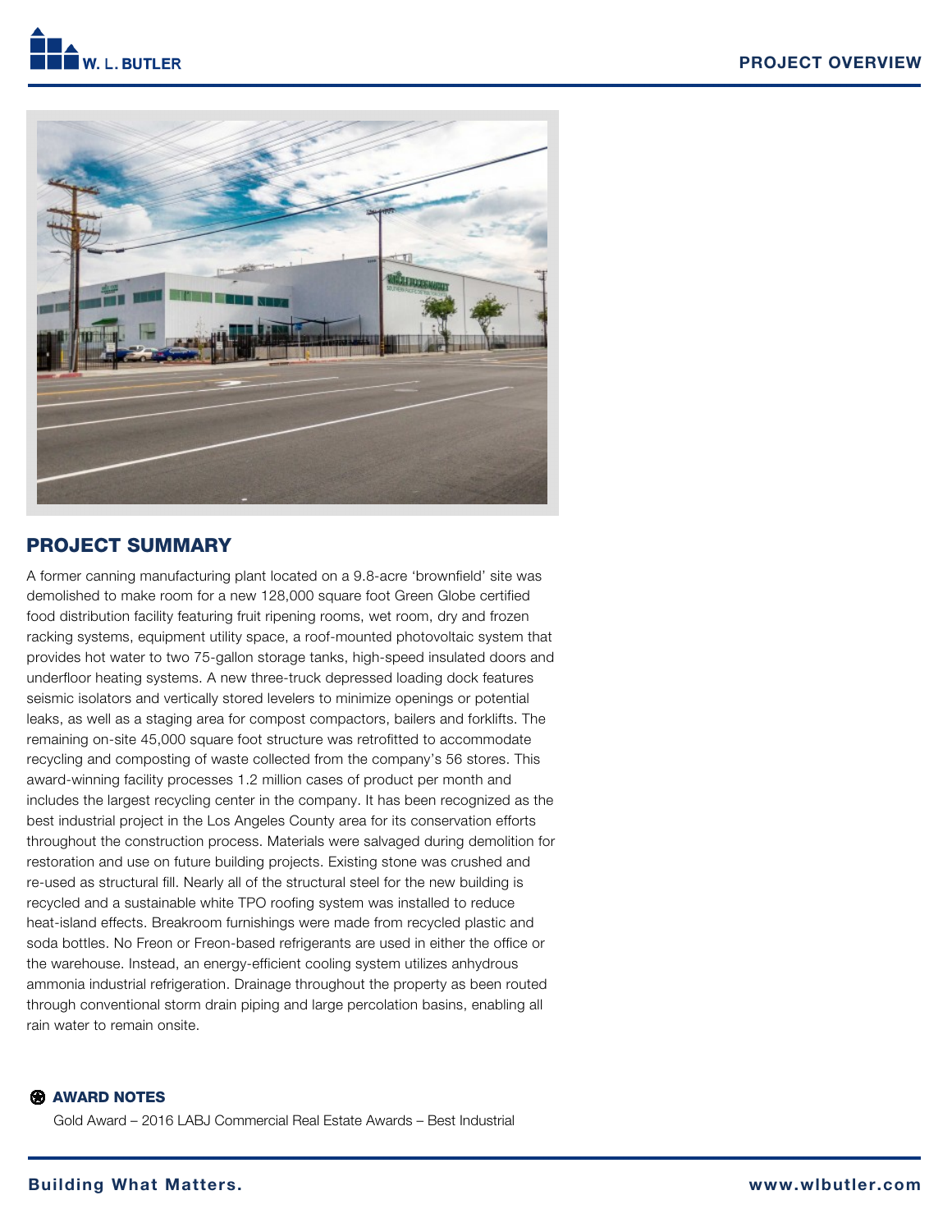PROJECT OVERVIEW

## PROJECT SUMMARY

A former canning manufacturing plant located on a 9.8-acre 'brownfield' site was demolished to make room for a new 128,000 square foot Green Globe certified food distribution facility featuring fruit ripening rooms, wet room, dry and frozen racking systems, equipment utility space, a roof-mounted photovoltaic system that provides hot water to two 75-gallon storage tanks, high-speed insulated doors and underfloor heating systems. A new three-truck depressed loading dock features seismic isolators and vertically stored levelers to minimize openings or potential leaks, as well as a staging area for compost compactors, bailers and forklifts. The remaining on-site 45,000 square foot structure was retrofitted to accommodate recycling and composting of waste collected from the company's 56 stores. This award-winning facility processes 1.2 million cases of product per month and includes the largest recycling center in the company. It has been recognized as the best industrial project in the Los Angeles County area for its conservation efforts throughout the construction process. Materials were salvaged during demolition for restoration and use on future building projects. Existing stone was crushed and re-used as structural fill. Nearly all of the structural steel for the new building is recycled and a sustainable white TPO roofing system was installed to reduce heat-island effects. Breakroom furnishings were made from recycled plastic and soda bottles. No Freon or Freon-based refrigerants are used in either the office or the warehouse. Instead, an energy-efficient cooling system utilizes anhydrous ammonia industrial refrigeration. Drainage throughout the property as been routed through conventional storm drain piping and large percolation basins, enabling all rain water to remain onsite.

### AWARD NOTES

Gold Award – 2016 LABJ Commercial Real Estate Awards – Best Industrial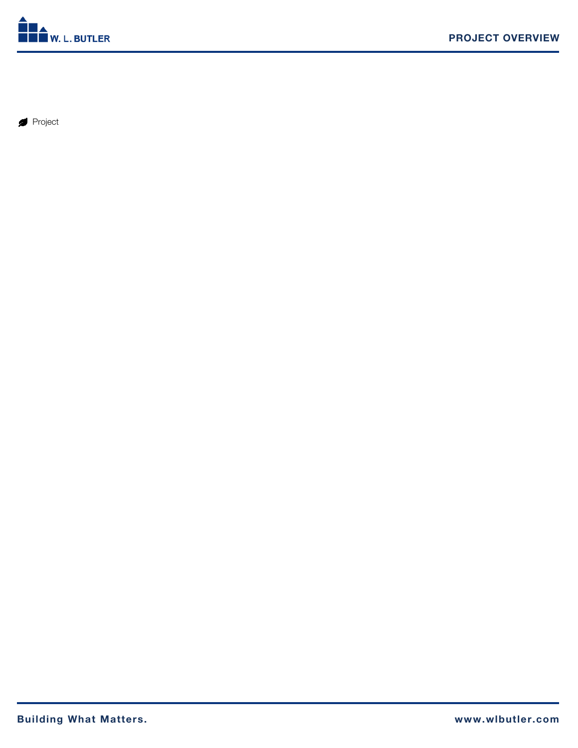Project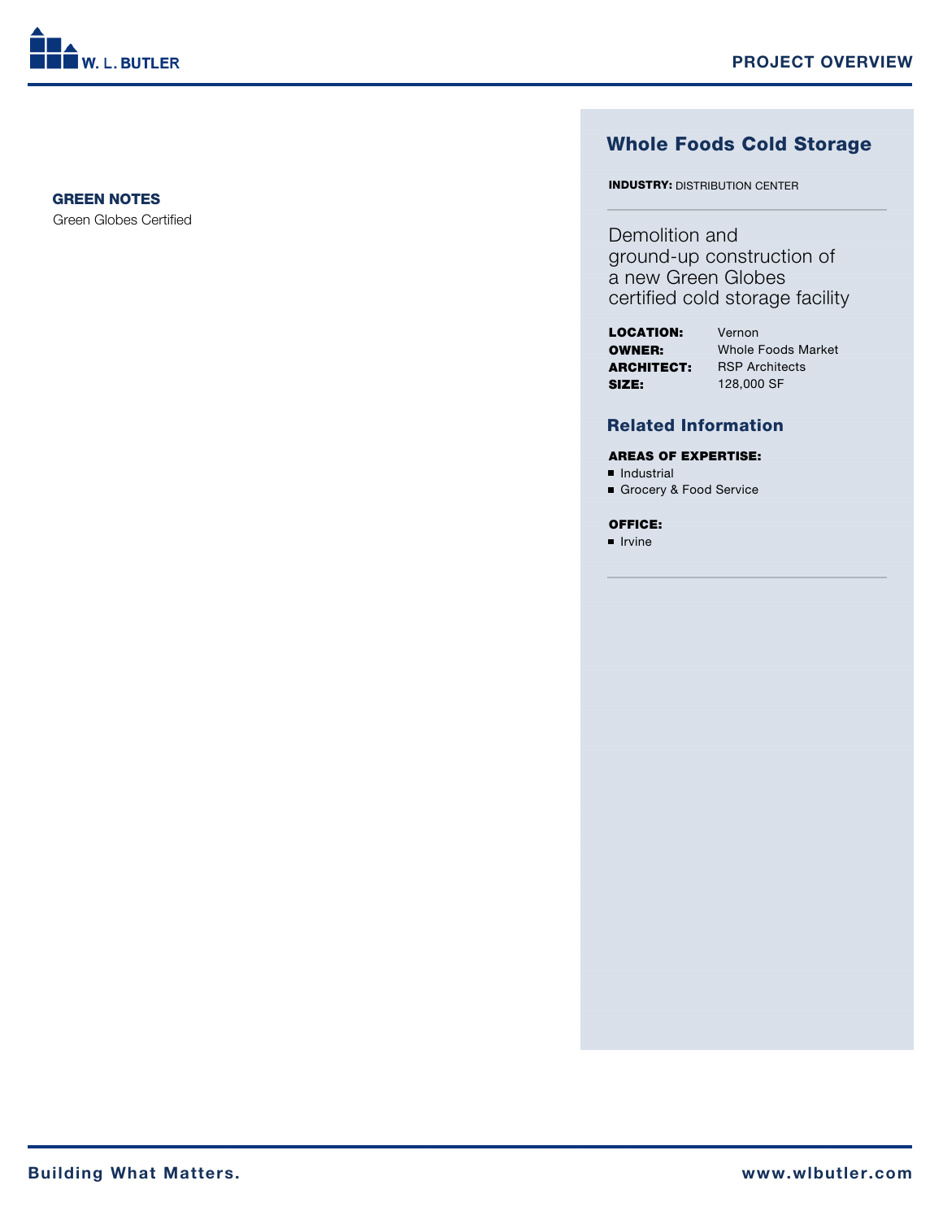**GREEN NOTES**

Green Globes Certified

## Whole Foods Cold Storage

**INDUSTRY:** DISTRIBUTION CENTER

Demolition and ground-up construction of a new Green Globes certified cold storage facility

| | |
|---|---|
| **LOCATION:** | Vernon |
| **OWNER:** | Whole Foods Market |
| **ARCHITECT:** | RSP Architects |
| **SIZE:** | 128,000 SF |

### Related Information

**AREAS OF EXPERTISE:**

- Industrial
- Grocery & Food Service

**OFFICE:**

- Irvine